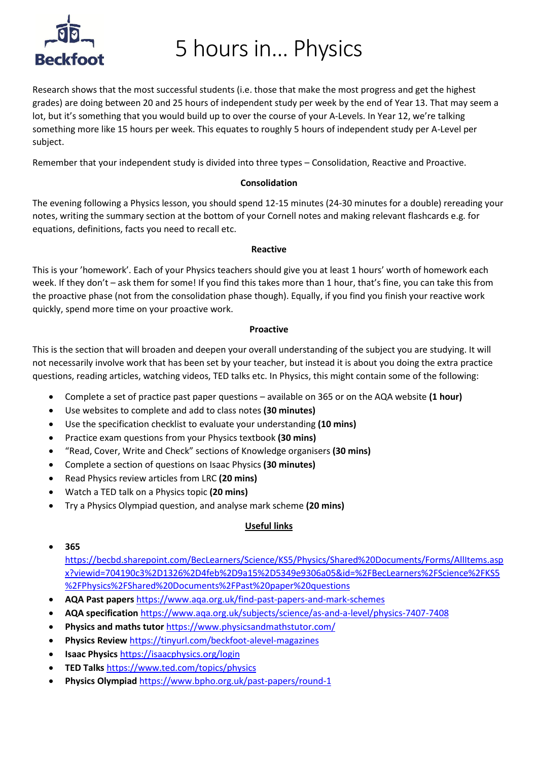# 5 hours in… Physics

Research shows that the most successful students (i.e. those that make the most progress and get the highest grades) are doing between 20 and 25 hours of independent study per week by the end of Year 13. That may seem a lot, but it's something that you would build up to over the course of your A-Levels. In Year 12, we're talking something more like 15 hours per week. This equates to roughly 5 hours of independent study per A-Level per subject.

Remember that your independent study is divided into three types – Consolidation, Reactive and Proactive.

**Consolidation**

The evening following a Physics lesson, you should spend 12-15 minutes (24-30 minutes for a double) rereading your notes, writing the summary section at the bottom of your Cornell notes and making relevant flashcards e.g. for equations, definitions, facts you need to recall etc.

**Reactive**

This is your 'homework'. Each of your Physics teachers should give you at least 1 hours' worth of homework each week. If they don't – ask them for some! If you find this takes more than 1 hour, that's fine, you can take this from the proactive phase (not from the consolidation phase though). Equally, if you find you finish your reactive work quickly, spend more time on your proactive work.

**Proactive**

This is the section that will broaden and deepen your overall understanding of the subject you are studying. It will not necessarily involve work that has been set by your teacher, but instead it is about you doing the extra practice questions, reading articles, watching videos, TED talks etc. In Physics, this might contain some of the following:

- Complete a set of practice past paper questions – available on 365 or on the AQA website **(1 hour)**
- Use websites to complete and add to class notes **(30 minutes)**
- Use the specification checklist to evaluate your understanding **(10 mins)**
- Practice exam questions from your Physics textbook **(30 mins)**
- "Read, Cover, Write and Check" sections of Knowledge organisers **(30 mins)**
- Complete a section of questions on Isaac Physics **(30 minutes)**
- Read Physics review articles from LRC **(20 mins)**
- Watch a TED talk on a Physics topic **(20 mins)**
- Try a Physics Olympiad question, and analyse mark scheme **(20 mins)**

**Useful links**

- **365** https://becbd.sharepoint.com/BecLearners/Science/KS5/Physics/Shared%20Documents/Forms/AllItems.aspx?viewid=704190c3%2D1326%2D4feb%2D9a15%2D5349e9306a05&id=%2FBecLearners%2FScience%2FKS5%2FPhysics%2FShared%20Documents%2FPast%20paper%20questions
- **AQA Past papers** https://www.aqa.org.uk/find-past-papers-and-mark-schemes
- **AQA specification** https://www.aqa.org.uk/subjects/science/as-and-a-level/physics-7407-7408
- **Physics and maths tutor** https://www.physicsandmathstutor.com/
- **Physics Review** https://tinyurl.com/beckfoot-alevel-magazines
- **Isaac Physics** https://isaacphysics.org/login
- **TED Talks** https://www.ted.com/topics/physics
- **Physics Olympiad** https://www.bpho.org.uk/past-papers/round-1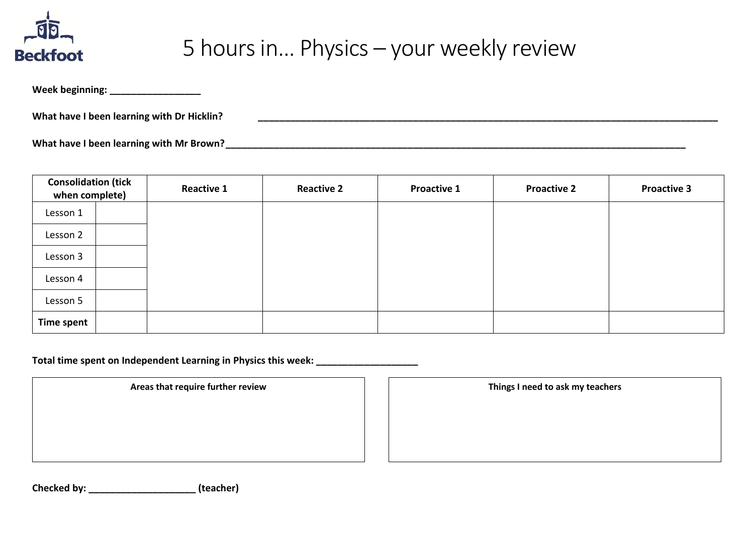# 5 hours in… Physics – your weekly review

**Week beginning: _________________**

**What have I been learning with Dr Hicklin? ________________________________________________________________________________________**

**What have I been learning with Mr Brown?________________________________________________________________________________________**

| **Consolidation (tick when complete)** | | **Reactive 1** | **Reactive 2** | **Proactive 1** | **Proactive 2** | **Proactive 3** |
|---|---|---|---|---|---|---|
| Lesson 1 | | | | | | |
| Lesson 2 | | | | | | |
| Lesson 3 | | | | | | |
| Lesson 4 | | | | | | |
| Lesson 5 | | | | | | |
| **Time spent** | | | | | | |

**Total time spent on Independent Learning in Physics this week: ___________________**

| **Areas that require further review** |
|---|
| |

| **Things I need to ask my teachers** |
|---|
| |

**Checked by: ____________________ (teacher)**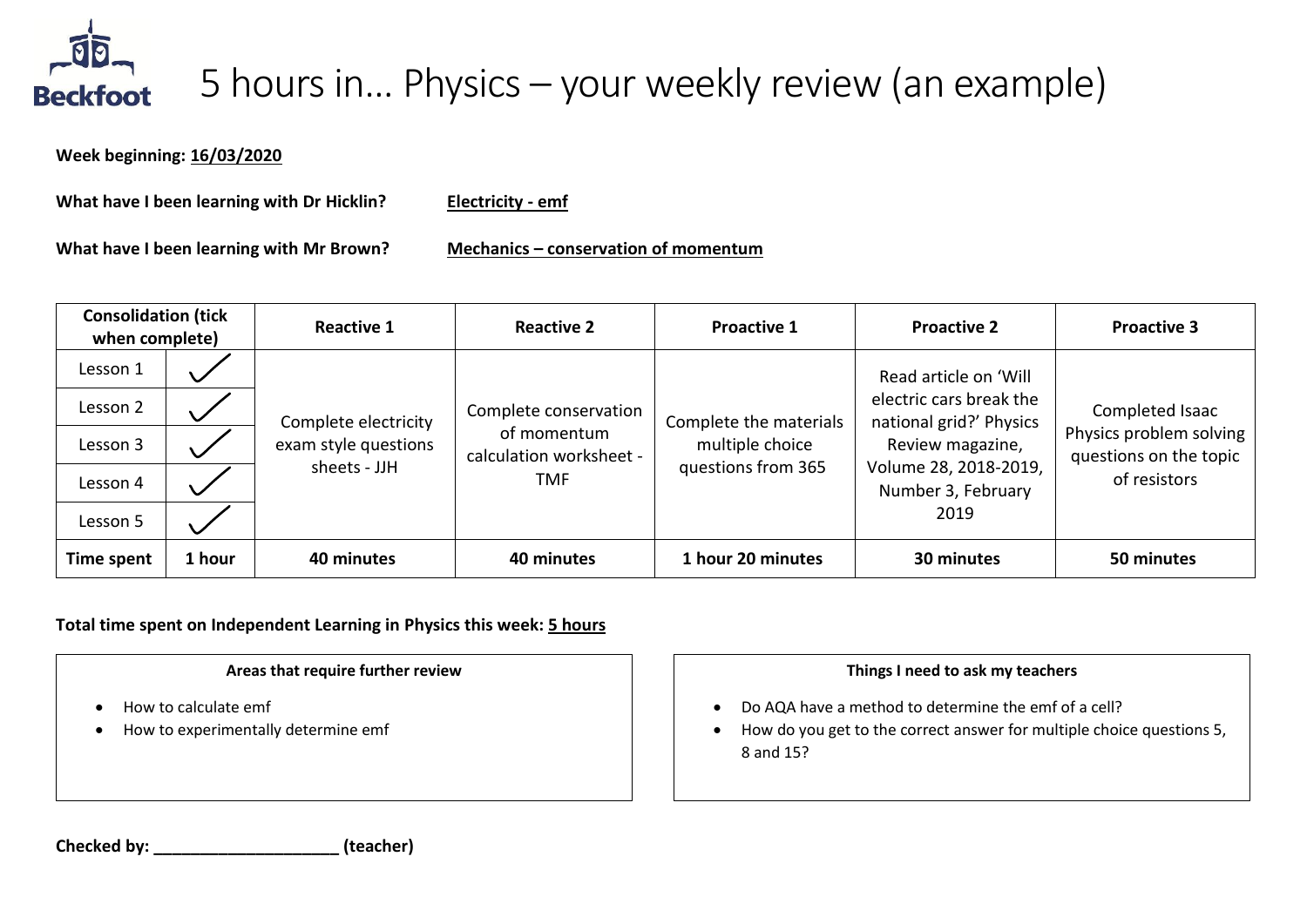# 5 hours in... Physics – your weekly review (an example)

**Week beginning: 16/03/2020**

**What have I been learning with Dr Hicklin?** **Electricity - emf**

**What have I been learning with Mr Brown?** **Mechanics – conservation of momentum**

| Consolidation (tick when complete) | | Reactive 1 | Reactive 2 | Proactive 1 | Proactive 2 | Proactive 3 |
|---|---|---|---|---|---|---|
| Lesson 1 | ✓ | Complete electricity exam style questions sheets - JJH | Complete conservation of momentum calculation worksheet - TMF | Complete the materials multiple choice questions from 365 | Read article on 'Will electric cars break the national grid?' Physics Review magazine, Volume 28, 2018-2019, Number 3, February 2019 | Completed Isaac Physics problem solving questions on the topic of resistors |
| Lesson 2 | ✓ | | | | | |
| Lesson 3 | ✓ | | | | | |
| Lesson 4 | ✓ | | | | | |
| Lesson 5 | ✓ | | | | | |
| **Time spent** | **1 hour** | **40 minutes** | **40 minutes** | **1 hour 20 minutes** | **30 minutes** | **50 minutes** |

**Total time spent on Independent Learning in Physics this week: 5 hours**

**Areas that require further review**

- How to calculate emf
- How to experimentally determine emf

**Things I need to ask my teachers**

- Do AQA have a method to determine the emf of a cell?
- How do you get to the correct answer for multiple choice questions 5, 8 and 15?

**Checked by: ____________________ (teacher)**